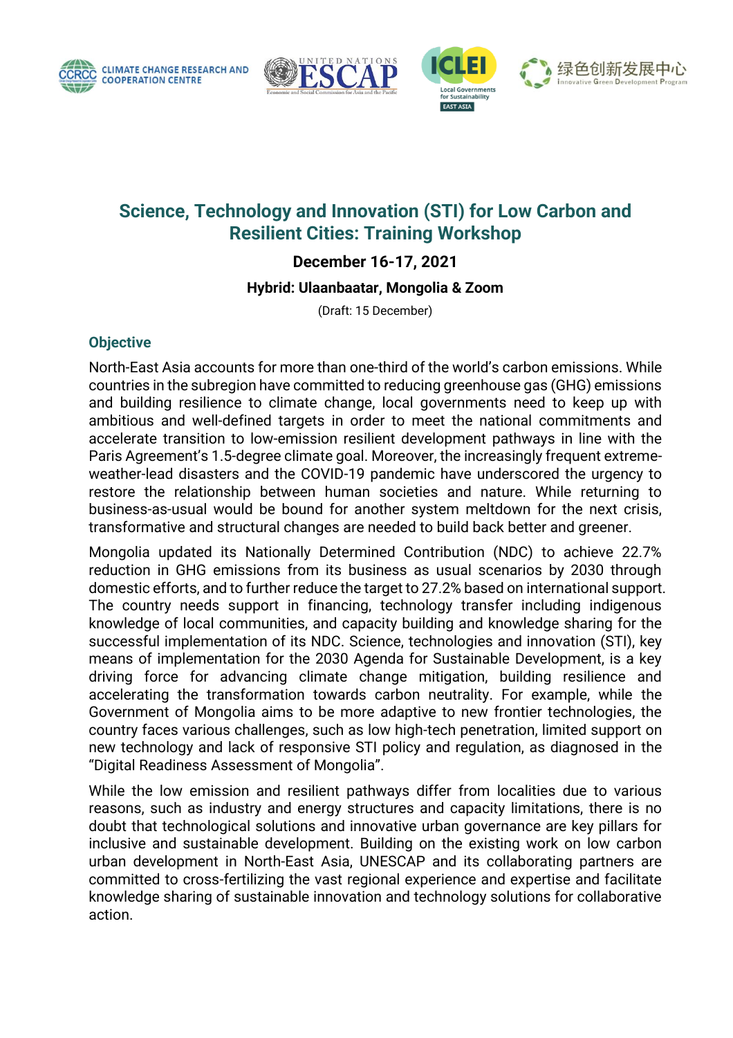# Science, Technology and Innovation (STI) for Low Carbon and Resilient Cities: Training Workshop

**December 16-17, 2021**

**Hybrid: Ulaanbaatar, Mongolia & Zoom**

(Draft: 15 December)

## Objective

North-East Asia accounts for more than one-third of the world's carbon emissions. While countries in the subregion have committed to reducing greenhouse gas (GHG) emissions and building resilience to climate change, local governments need to keep up with ambitious and well-defined targets in order to meet the national commitments and accelerate transition to low-emission resilient development pathways in line with the Paris Agreement's 1.5-degree climate goal. Moreover, the increasingly frequent extreme-weather-lead disasters and the COVID-19 pandemic have underscored the urgency to restore the relationship between human societies and nature. While returning to business-as-usual would be bound for another system meltdown for the next crisis, transformative and structural changes are needed to build back better and greener.

Mongolia updated its Nationally Determined Contribution (NDC) to achieve 22.7% reduction in GHG emissions from its business as usual scenarios by 2030 through domestic efforts, and to further reduce the target to 27.2% based on international support. The country needs support in financing, technology transfer including indigenous knowledge of local communities, and capacity building and knowledge sharing for the successful implementation of its NDC. Science, technologies and innovation (STI), key means of implementation for the 2030 Agenda for Sustainable Development, is a key driving force for advancing climate change mitigation, building resilience and accelerating the transformation towards carbon neutrality. For example, while the Government of Mongolia aims to be more adaptive to new frontier technologies, the country faces various challenges, such as low high-tech penetration, limited support on new technology and lack of responsive STI policy and regulation, as diagnosed in the "Digital Readiness Assessment of Mongolia".

While the low emission and resilient pathways differ from localities due to various reasons, such as industry and energy structures and capacity limitations, there is no doubt that technological solutions and innovative urban governance are key pillars for inclusive and sustainable development. Building on the existing work on low carbon urban development in North-East Asia, UNESCAP and its collaborating partners are committed to cross-fertilizing the vast regional experience and expertise and facilitate knowledge sharing of sustainable innovation and technology solutions for collaborative action.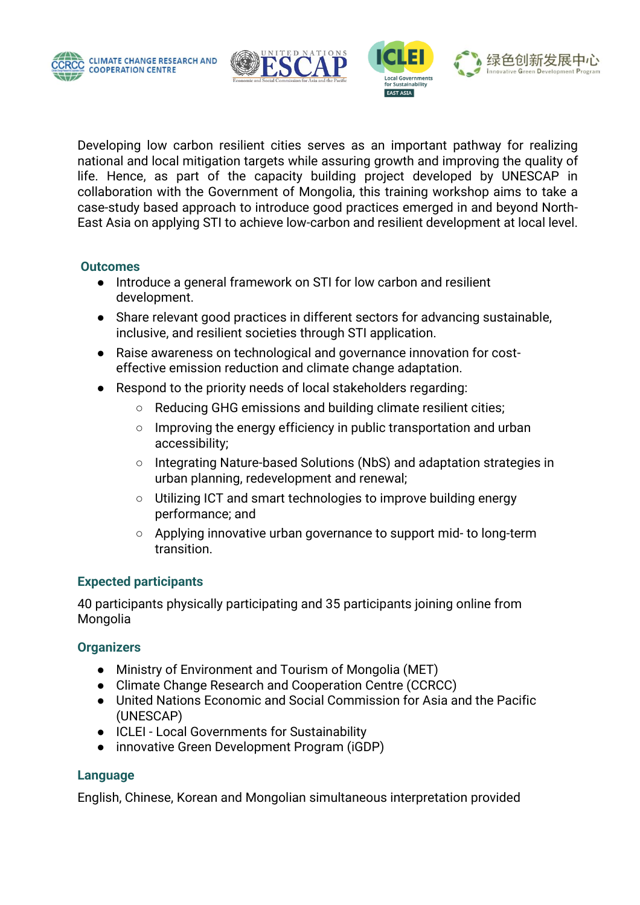Developing low carbon resilient cities serves as an important pathway for realizing national and local mitigation targets while assuring growth and improving the quality of life. Hence, as part of the capacity building project developed by UNESCAP in collaboration with the Government of Mongolia, this training workshop aims to take a case-study based approach to introduce good practices emerged in and beyond North-East Asia on applying STI to achieve low-carbon and resilient development at local level.

### Outcomes

- Introduce a general framework on STI for low carbon and resilient development.
- Share relevant good practices in different sectors for advancing sustainable, inclusive, and resilient societies through STI application.
- Raise awareness on technological and governance innovation for cost-effective emission reduction and climate change adaptation.
- Respond to the priority needs of local stakeholders regarding:
  - Reducing GHG emissions and building climate resilient cities;
  - Improving the energy efficiency in public transportation and urban accessibility;
  - Integrating Nature-based Solutions (NbS) and adaptation strategies in urban planning, redevelopment and renewal;
  - Utilizing ICT and smart technologies to improve building energy performance; and
  - Applying innovative urban governance to support mid- to long-term transition.

### Expected participants

40 participants physically participating and 35 participants joining online from Mongolia

### Organizers

- Ministry of Environment and Tourism of Mongolia (MET)
- Climate Change Research and Cooperation Centre (CCRCC)
- United Nations Economic and Social Commission for Asia and the Pacific (UNESCAP)
- ICLEI - Local Governments for Sustainability
- innovative Green Development Program (iGDP)

### Language

English, Chinese, Korean and Mongolian simultaneous interpretation provided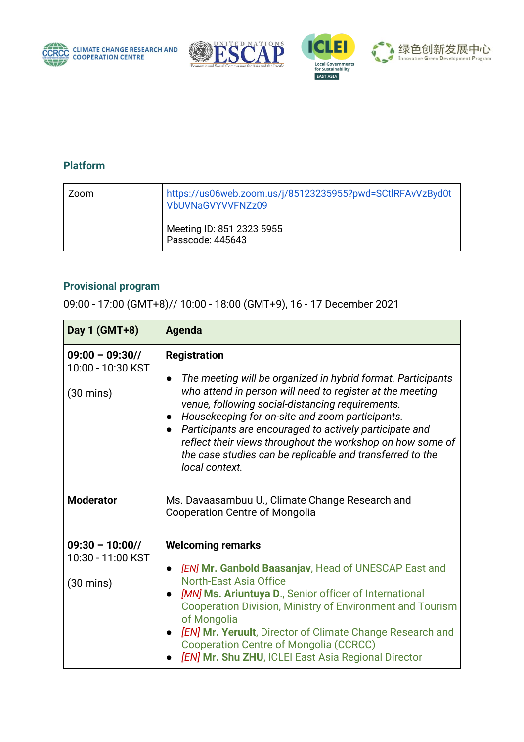### Platform

| Zoom | https://us06web.zoom.us/j/85123235955?pwd=SCtlRFAvVzByd0tVbUVNaGVYVVFNZz09<br><br>Meeting ID: 851 2323 5955<br>Passcode: 445643 |
|---|---|

### Provisional program

09:00 - 17:00 (GMT+8)// 10:00 - 18:00 (GMT+9), 16 - 17 December 2021

| Day 1 (GMT+8) | Agenda |
|---|---|
| **09:00 – 09:30//** 10:00 - 10:30 KST<br><br>(30 mins) | **Registration**<br><br>• *The meeting will be organized in hybrid format. Participants who attend in person will need to register at the meeting venue, following social-distancing requirements.*<br>• *Housekeeping for on-site and zoom participants.*<br>• *Participants are encouraged to actively participate and reflect their views throughout the workshop on how some of the case studies can be replicable and transferred to the local context.* |
| **Moderator** | Ms. Davaasambuu U., Climate Change Research and Cooperation Centre of Mongolia |
| **09:30 – 10:00//** 10:30 - 11:00 KST<br><br>(30 mins) | **Welcoming remarks**<br><br>• *[EN]* **Mr. Ganbold Baasanjav**, Head of UNESCAP East and North-East Asia Office<br>• *[MN]* **Ms. Ariuntuya D.**, Senior officer of International Cooperation Division, Ministry of Environment and Tourism of Mongolia<br>• *[EN]* **Mr. Yeruult**, Director of Climate Change Research and Cooperation Centre of Mongolia (CCRCC)<br>• *[EN]* **Mr. Shu ZHU**, ICLEI East Asia Regional Director |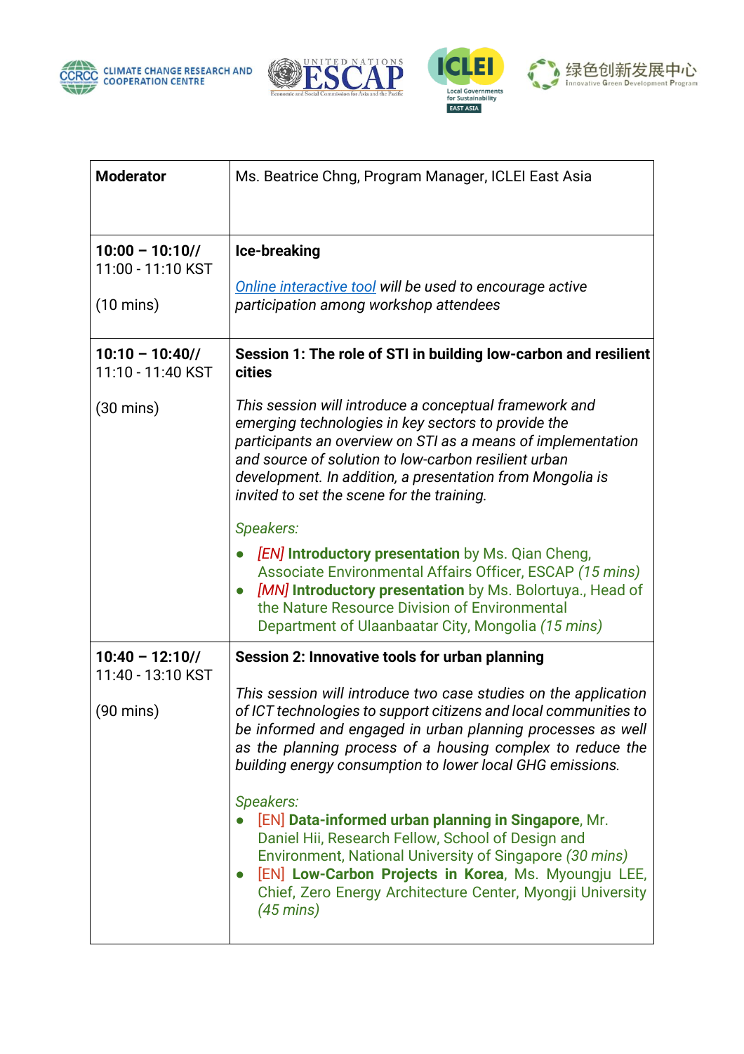| Moderator | Ms. Beatrice Chng, Program Manager, ICLEI East Asia |
|---|---|
| **10:00 – 10:10//** 11:00 - 11:10 KST<br><br>(10 mins) | **Ice-breaking**<br><br>*Online interactive tool will be used to encourage active participation among workshop attendees* |
| **10:10 – 10:40//** 11:10 - 11:40 KST<br><br>(30 mins) | **Session 1: The role of STI in building low-carbon and resilient cities**<br><br>*This session will introduce a conceptual framework and emerging technologies in key sectors to provide the participants an overview on STI as a means of implementation and source of solution to low-carbon resilient urban development. In addition, a presentation from Mongolia is invited to set the scene for the training.*<br><br>*Speakers:*<br>● *[EN]* **Introductory presentation** by Ms. Qian Cheng, Associate Environmental Affairs Officer, ESCAP *(15 mins)*<br>● *[MN]* **Introductory presentation** by Ms. Bolortuya., Head of the Nature Resource Division of Environmental Department of Ulaanbaatar City, Mongolia *(15 mins)* |
| **10:40 – 12:10//** 11:40 - 13:10 KST<br><br>(90 mins) | **Session 2: Innovative tools for urban planning**<br><br>*This session will introduce two case studies on the application of ICT technologies to support citizens and local communities to be informed and engaged in urban planning processes as well as the planning process of a housing complex to reduce the building energy consumption to lower local GHG emissions.*<br><br>*Speakers:*<br>● [EN] **Data-informed urban planning in Singapore**, Mr. Daniel Hii, Research Fellow, School of Design and Environment, National University of Singapore *(30 mins)*<br>● [EN] **Low-Carbon Projects in Korea**, Ms. Myoungju LEE, Chief, Zero Energy Architecture Center, Myongji University *(45 mins)* |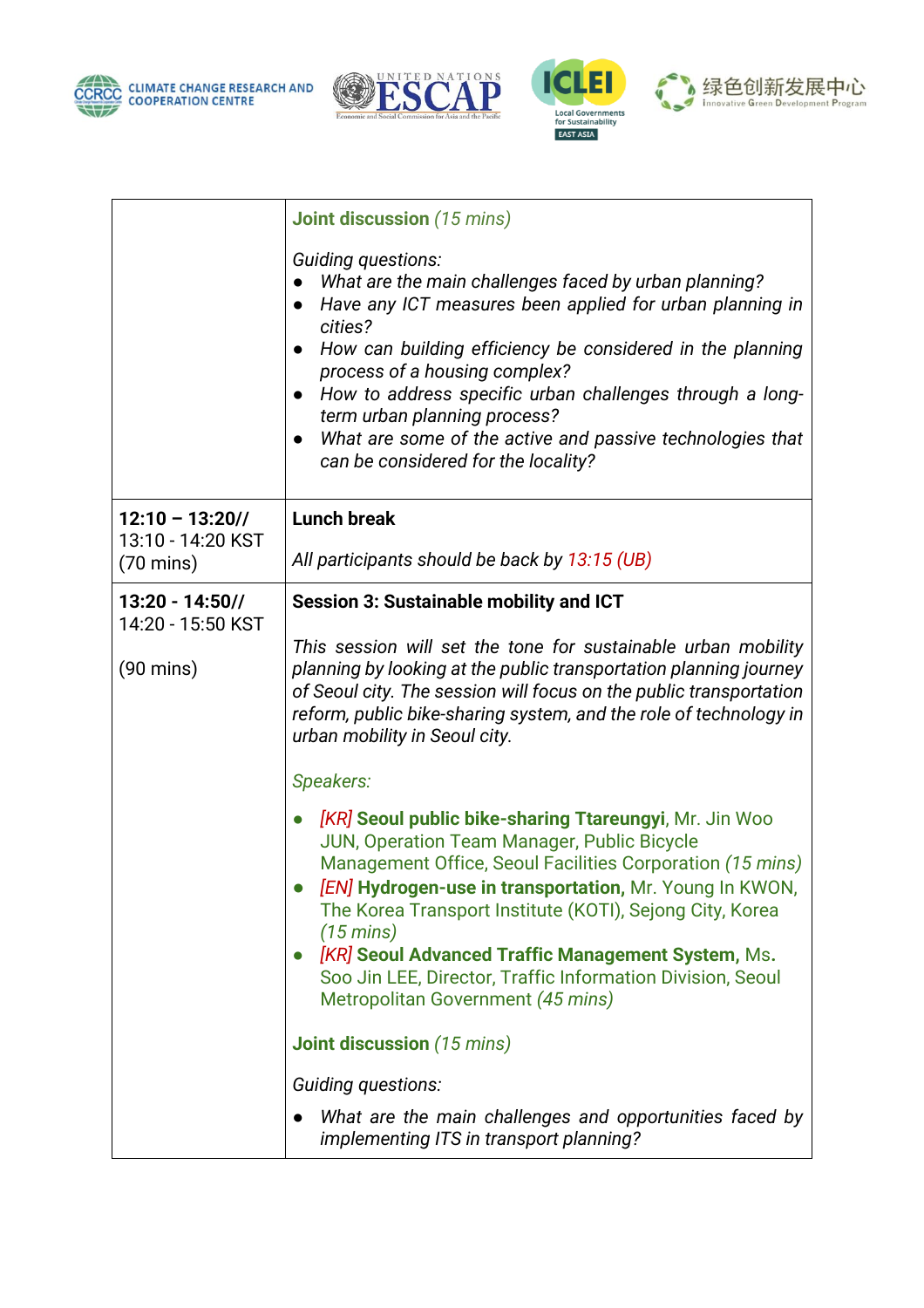| | |
|---|---|
| | **Joint discussion** *(15 mins)*<br><br>*Guiding questions:*<br>● *What are the main challenges faced by urban planning?*<br>● *Have any ICT measures been applied for urban planning in cities?*<br>● *How can building efficiency be considered in the planning process of a housing complex?*<br>● *How to address specific urban challenges through a long-term urban planning process?*<br>● *What are some of the active and passive technologies that can be considered for the locality?* |
| **12:10 – 13:20//** 13:10 - 14:20 KST (70 mins) | **Lunch break**<br><br>*All participants should be back by 13:15 (UB)* |
| **13:20 - 14:50//** 14:20 - 15:50 KST<br><br>(90 mins) | **Session 3: Sustainable mobility and ICT**<br><br>*This session will set the tone for sustainable urban mobility planning by looking at the public transportation planning journey of Seoul city. The session will focus on the public transportation reform, public bike-sharing system, and the role of technology in urban mobility in Seoul city.*<br><br>*Speakers:*<br><br>● *[KR]* **Seoul public bike-sharing Ttareungyi**, Mr. Jin Woo JUN, Operation Team Manager, Public Bicycle Management Office, Seoul Facilities Corporation *(15 mins)*<br>● *[EN]* **Hydrogen-use in transportation,** Mr. Young In KWON, The Korea Transport Institute (KOTI), Sejong City, Korea *(15 mins)*<br>● *[KR]* **Seoul Advanced Traffic Management System,** Ms. Soo Jin LEE, Director, Traffic Information Division, Seoul Metropolitan Government *(45 mins)*<br><br>**Joint discussion** *(15 mins)*<br><br>*Guiding questions:*<br><br>● *What are the main challenges and opportunities faced by implementing ITS in transport planning?* |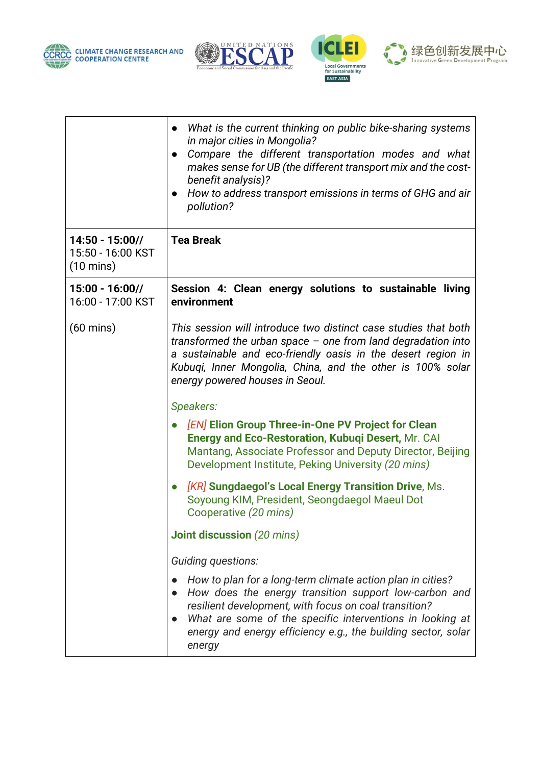| | |
|---|---|
| | • *What is the current thinking on public bike-sharing systems in major cities in Mongolia?*<br>• *Compare the different transportation modes and what makes sense for UB (the different transport mix and the cost-benefit analysis)?*<br>• *How to address transport emissions in terms of GHG and air pollution?* |
| **14:50 - 15:00//** 15:50 - 16:00 KST (10 mins) | **Tea Break** |
| **15:00 - 16:00//** 16:00 - 17:00 KST<br><br>(60 mins) | **Session 4: Clean energy solutions to sustainable living environment**<br><br>*This session will introduce two distinct case studies that both transformed the urban space – one from land degradation into a sustainable and eco-friendly oasis in the desert region in Kubuqi, Inner Mongolia, China, and the other is 100% solar energy powered houses in Seoul.*<br><br>*Speakers:*<br>• *[EN]* **Elion Group Three-in-One PV Project for Clean Energy and Eco-Restoration, Kubuqi Desert,** Mr. CAI Mantang, Associate Professor and Deputy Director, Beijing Development Institute, Peking University *(20 mins)*<br>• *[KR]* **Sungdaegol's Local Energy Transition Drive,** Ms. Soyoung KIM, President, Seongdaegol Maeul Dot Cooperative *(20 mins)*<br><br>**Joint discussion** *(20 mins)*<br><br>*Guiding questions:*<br>• *How to plan for a long-term climate action plan in cities?*<br>• *How does the energy transition support low-carbon and resilient development, with focus on coal transition?*<br>• *What are some of the specific interventions in looking at energy and energy efficiency e.g., the building sector, solar energy* |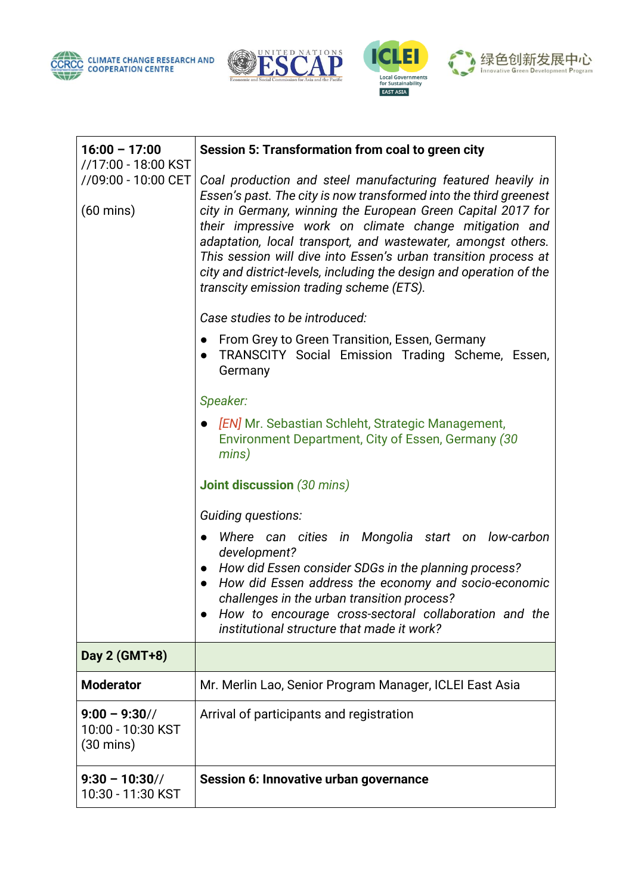| **16:00 – 17:00** //17:00 - 18:00 KST //09:00 - 10:00 CET<br><br>(60 mins) | **Session 5: Transformation from coal to green city**<br><br>*Coal production and steel manufacturing featured heavily in Essen's past. The city is now transformed into the third greenest city in Germany, winning the European Green Capital 2017 for their impressive work on climate change mitigation and adaptation, local transport, and wastewater, amongst others. This session will dive into Essen's urban transition process at city and district-levels, including the design and operation of the transcity emission trading scheme (ETS).*<br><br>*Case studies to be introduced:*<br>● From Grey to Green Transition, Essen, Germany<br>● TRANSCITY Social Emission Trading Scheme, Essen, Germany<br><br>*Speaker:*<br>● *[EN]* Mr. Sebastian Schleht, Strategic Management, Environment Department, City of Essen, Germany *(30 mins)*<br><br>**Joint discussion** *(30 mins)*<br><br>*Guiding questions:*<br>● *Where can cities in Mongolia start on low-carbon development?*<br>● *How did Essen consider SDGs in the planning process?*<br>● *How did Essen address the economy and socio-economic challenges in the urban transition process?*<br>● *How to encourage cross-sectoral collaboration and the institutional structure that made it work?* |
|---|---|
| **Day 2 (GMT+8)** | |
| **Moderator** | Mr. Merlin Lao, Senior Program Manager, ICLEI East Asia |
| **9:00 – 9:30**// 10:00 - 10:30 KST (30 mins) | Arrival of participants and registration |
| **9:30 – 10:30**// 10:30 - 11:30 KST | **Session 6: Innovative urban governance** |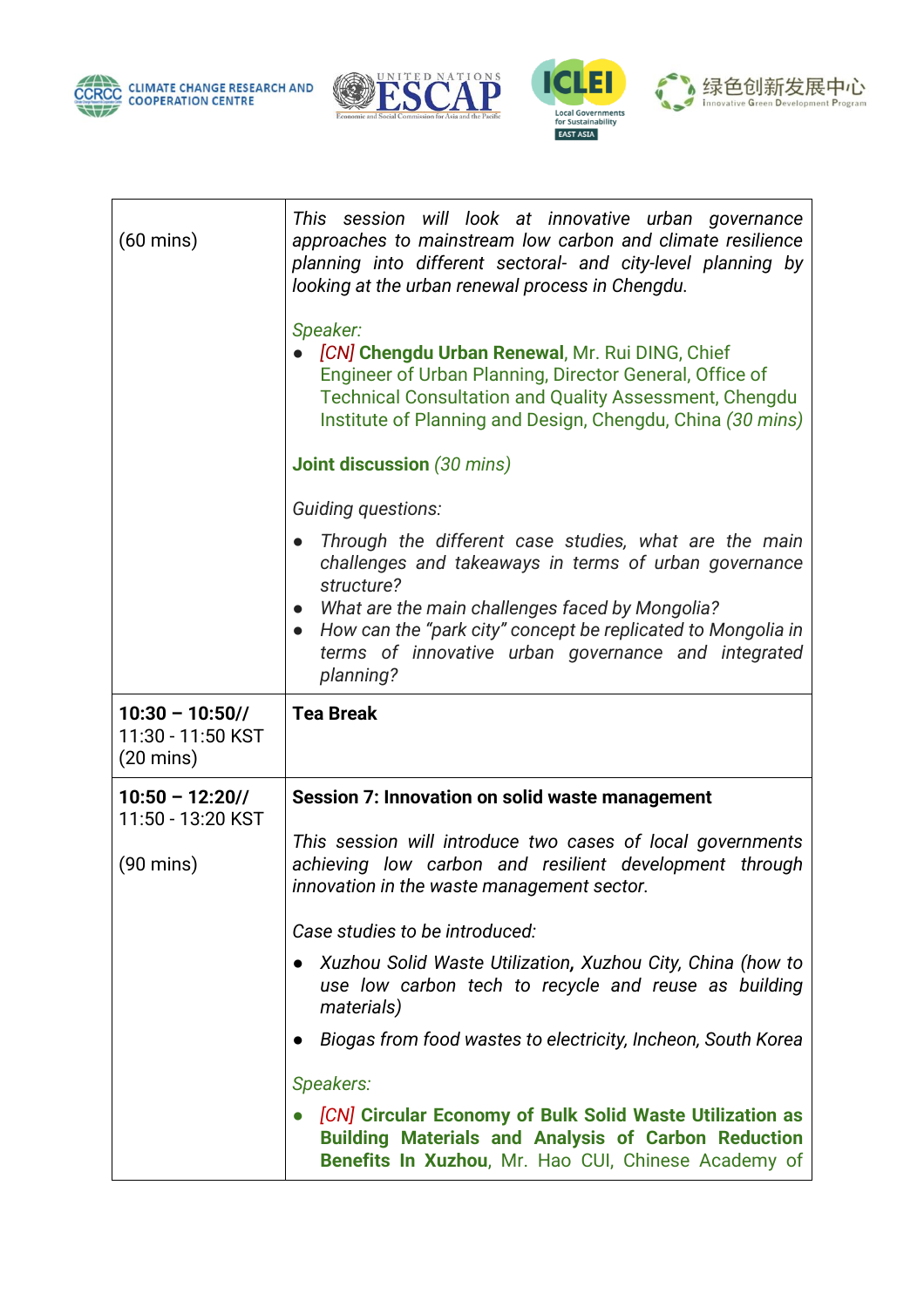| (60 mins) | *This session will look at innovative urban governance approaches to mainstream low carbon and climate resilience planning into different sectoral- and city-level planning by looking at the urban renewal process in Chengdu.*<br><br>*Speaker:*<br>● *[CN]* **Chengdu Urban Renewal**, Mr. Rui DING, Chief Engineer of Urban Planning, Director General, Office of Technical Consultation and Quality Assessment, Chengdu Institute of Planning and Design, Chengdu, China *(30 mins)*<br><br>**Joint discussion** *(30 mins)*<br><br>*Guiding questions:*<br>● *Through the different case studies, what are the main challenges and takeaways in terms of urban governance structure?*<br>● *What are the main challenges faced by Mongolia?*<br>● *How can the "park city" concept be replicated to Mongolia in terms of innovative urban governance and integrated planning?* |
|---|---|
| **10:30 – 10:50//** 11:30 - 11:50 KST (20 mins) | **Tea Break** |
| **10:50 – 12:20//** 11:50 - 13:20 KST<br><br>(90 mins) | **Session 7: Innovation on solid waste management**<br><br>*This session will introduce two cases of local governments achieving low carbon and resilient development through innovation in the waste management sector.*<br><br>*Case studies to be introduced:*<br>● *Xuzhou Solid Waste Utilization, Xuzhou City, China (how to use low carbon tech to recycle and reuse as building materials)*<br>● *Biogas from food wastes to electricity, Incheon, South Korea*<br><br>*Speakers:*<br>● *[CN]* **Circular Economy of Bulk Solid Waste Utilization as Building Materials and Analysis of Carbon Reduction Benefits In Xuzhou**, Mr. Hao CUI, Chinese Academy of |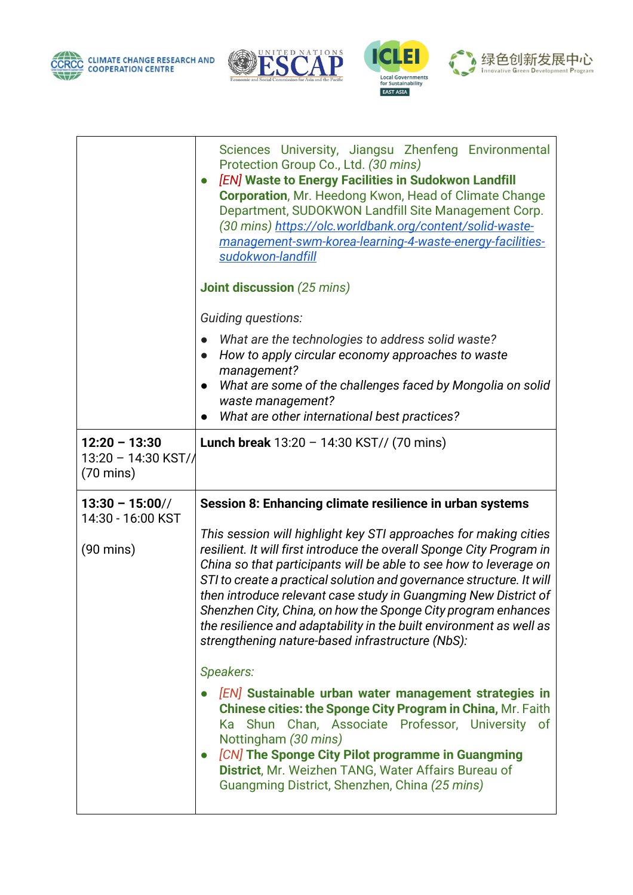| | |
|---|---|
| | Sciences University, Jiangsu Zhenfeng Environmental Protection Group Co., Ltd. *(30 mins)*<br>● *[EN]* **Waste to Energy Facilities in Sudokwon Landfill Corporation**, Mr. Heedong Kwon, Head of Climate Change Department, SUDOKWON Landfill Site Management Corp. *(30 mins)* https://olc.worldbank.org/content/solid-waste-management-swm-korea-learning-4-waste-energy-facilities-sudokwon-landfill<br><br>**Joint discussion** *(25 mins)*<br><br>*Guiding questions:*<br>● *What are the technologies to address solid waste?*<br>● *How to apply circular economy approaches to waste management?*<br>● *What are some of the challenges faced by Mongolia on solid waste management?*<br>● *What are other international best practices?* |
| **12:20 – 13:30**<br>13:20 – 14:30 KST//<br>(70 mins) | **Lunch break** 13:20 – 14:30 KST// (70 mins) |
| **13:30 – 15:00**//<br>14:30 - 16:00 KST<br><br>(90 mins) | **Session 8: Enhancing climate resilience in urban systems**<br><br>*This session will highlight key STI approaches for making cities resilient. It will first introduce the overall Sponge City Program in China so that participants will be able to see how to leverage on STI to create a practical solution and governance structure. It will then introduce relevant case study in Guangming New District of Shenzhen City, China, on how the Sponge City program enhances the resilience and adaptability in the built environment as well as strengthening nature-based infrastructure (NbS):*<br><br>*Speakers:*<br>● *[EN]* **Sustainable urban water management strategies in Chinese cities: the Sponge City Program in China,** Mr. Faith Ka Shun Chan, Associate Professor, University of Nottingham *(30 mins)*<br>● *[CN]* **The Sponge City Pilot programme in Guangming District**, Mr. Weizhen TANG, Water Affairs Bureau of Guangming District, Shenzhen, China *(25 mins)* |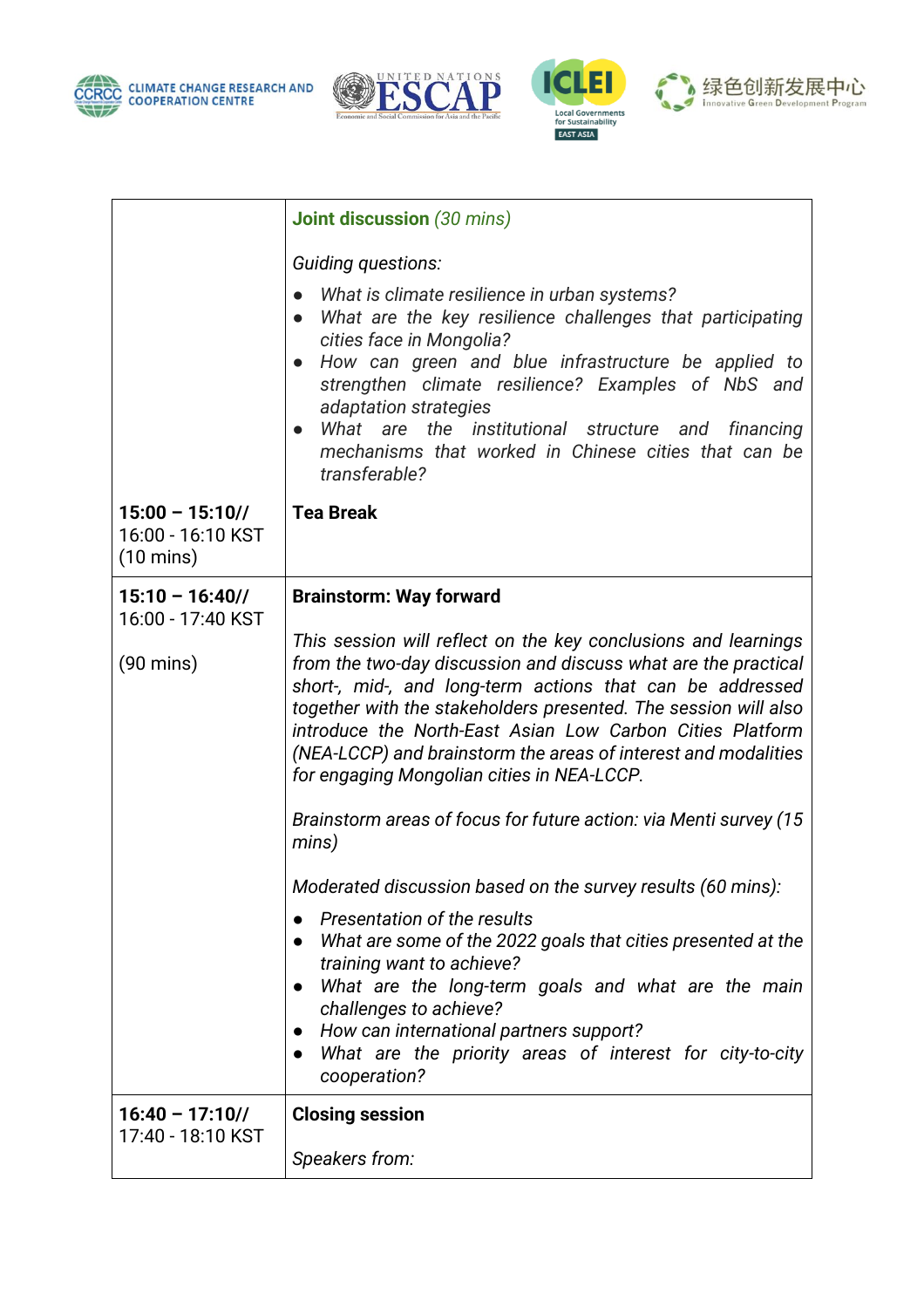| | |
|---|---|
| | **Joint discussion** *(30 mins)*<br><br>*Guiding questions:*<br>● *What is climate resilience in urban systems?*<br>● *What are the key resilience challenges that participating cities face in Mongolia?*<br>● *How can green and blue infrastructure be applied to strengthen climate resilience? Examples of NbS and adaptation strategies*<br>● *What are the institutional structure and financing mechanisms that worked in Chinese cities that can be transferable?* |
| **15:00 – 15:10//** 16:00 - 16:10 KST (10 mins) | **Tea Break** |
| **15:10 – 16:40//** 16:00 - 17:40 KST<br><br>(90 mins) | **Brainstorm: Way forward**<br><br>*This session will reflect on the key conclusions and learnings from the two-day discussion and discuss what are the practical short-, mid-, and long-term actions that can be addressed together with the stakeholders presented. The session will also introduce the North-East Asian Low Carbon Cities Platform (NEA-LCCP) and brainstorm the areas of interest and modalities for engaging Mongolian cities in NEA-LCCP.*<br><br>*Brainstorm areas of focus for future action: via Menti survey (15 mins)*<br><br>*Moderated discussion based on the survey results (60 mins):*<br>● *Presentation of the results*<br>● *What are some of the 2022 goals that cities presented at the training want to achieve?*<br>● *What are the long-term goals and what are the main challenges to achieve?*<br>● *How can international partners support?*<br>● *What are the priority areas of interest for city-to-city cooperation?* |
| **16:40 – 17:10//** 17:40 - 18:10 KST | **Closing session**<br><br>*Speakers from:* |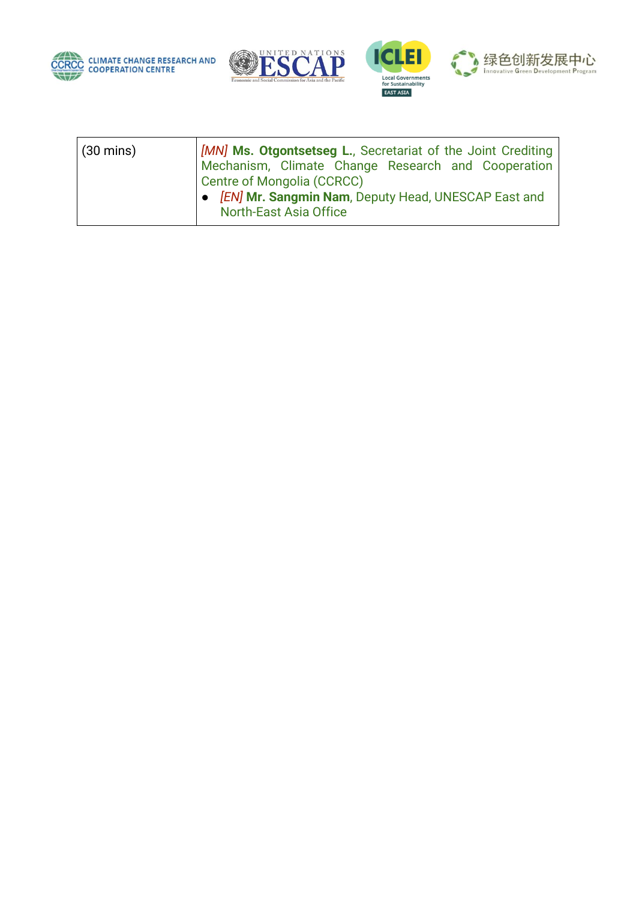| | |
|---|---|
| (30 mins) | *[MN]* **Ms. Otgontsetseg L.**, Secretariat of the Joint Crediting Mechanism, Climate Change Research and Cooperation Centre of Mongolia (CCRCC)<br>● *[EN]* **Mr. Sangmin Nam**, Deputy Head, UNESCAP East and North-East Asia Office |